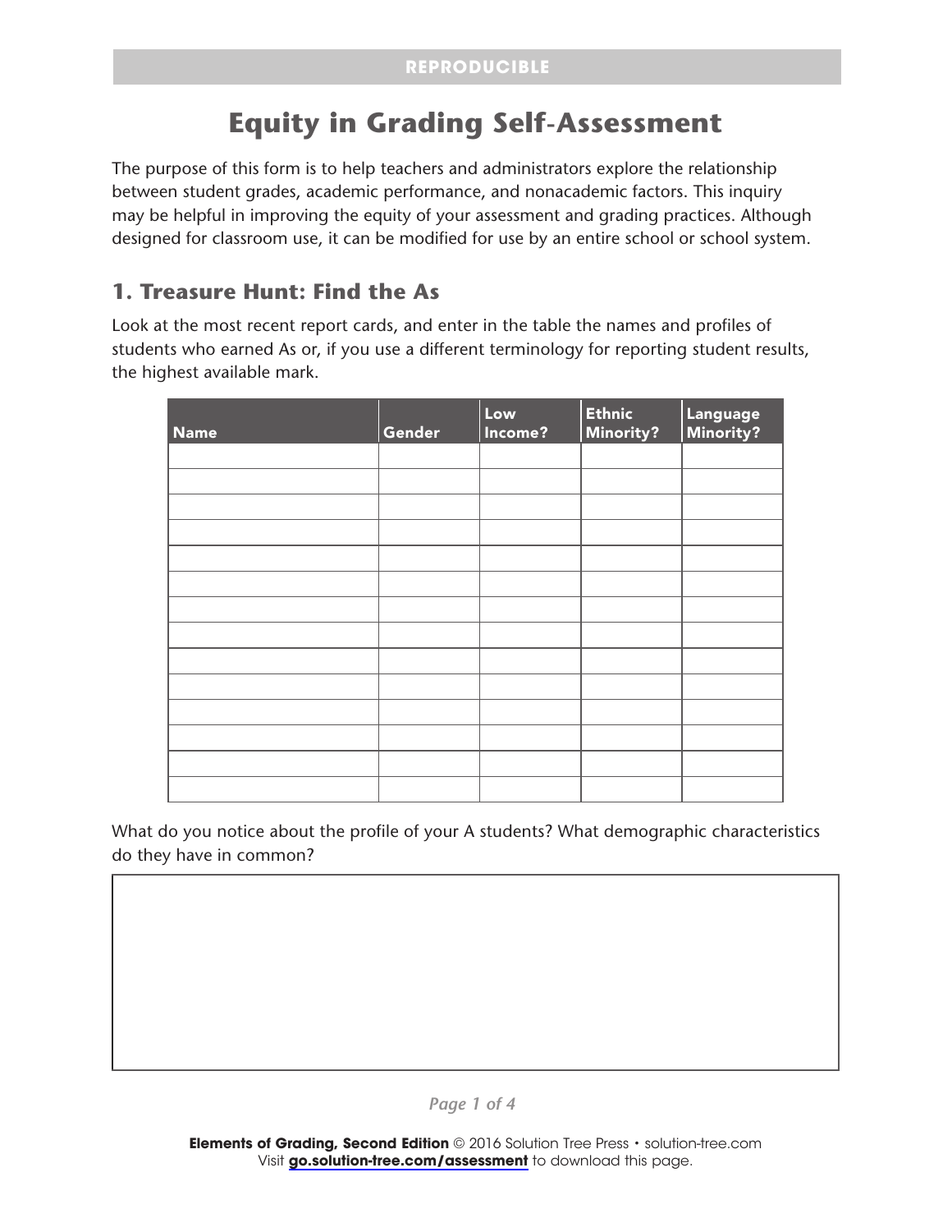# Equity in Grading Self-Assessment

The purpose of this form is to help teachers and administrators explore the relationship between student grades, academic performance, and nonacademic factors. This inquiry may be helpful in improving the equity of your assessment and grading practices. Although designed for classroom use, it can be modified for use by an entire school or school system.

## 1. Treasure Hunt: Find the As

Look at the most recent report cards, and enter in the table the names and profiles of students who earned As or, if you use a different terminology for reporting student results, the highest available mark.

| Name | Gender | Low Income? | Ethnic Minority? | Language Minority? |
|---|---|---|---|---|
| | | | | |
| | | | | |
| | | | | |
| | | | | |
| | | | | |
| | | | | |
| | | | | |
| | | | | |
| | | | | |
| | | | | |
| | | | | |
| | | | | |
| | | | | |
| | | | | |

What do you notice about the profile of your A students? What demographic characteristics do they have in common?

Elements of Grading, Second Edition © 2016 Solution Tree Press • solution-tree.com
Visit go.solution-tree.com/assessment to download this page.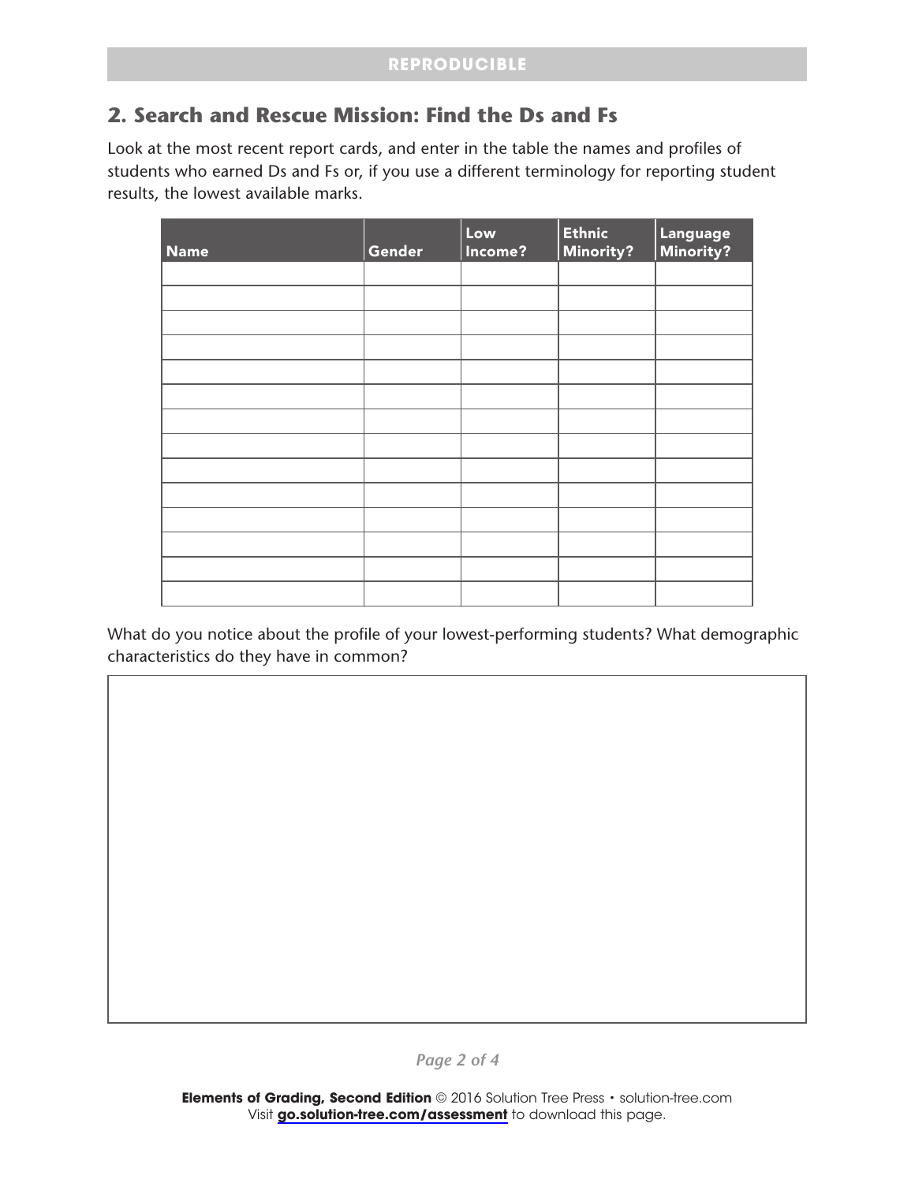## 2. Search and Rescue Mission: Find the Ds and Fs

Look at the most recent report cards, and enter in the table the names and profiles of students who earned Ds and Fs or, if you use a different terminology for reporting student results, the lowest available marks.

| Name | Gender | Low Income? | Ethnic Minority? | Language Minority? |
|---|---|---|---|---|
| | | | | |
| | | | | |
| | | | | |
| | | | | |
| | | | | |
| | | | | |
| | | | | |
| | | | | |
| | | | | |
| | | | | |
| | | | | |
| | | | | |
| | | | | |
| | | | | |

What do you notice about the profile of your lowest-performing students? What demographic characteristics do they have in common?

**Elements of Grading, Second Edition** © 2016 Solution Tree Press • solution-tree.com
Visit **go.solution-tree.com/assessment** to download this page.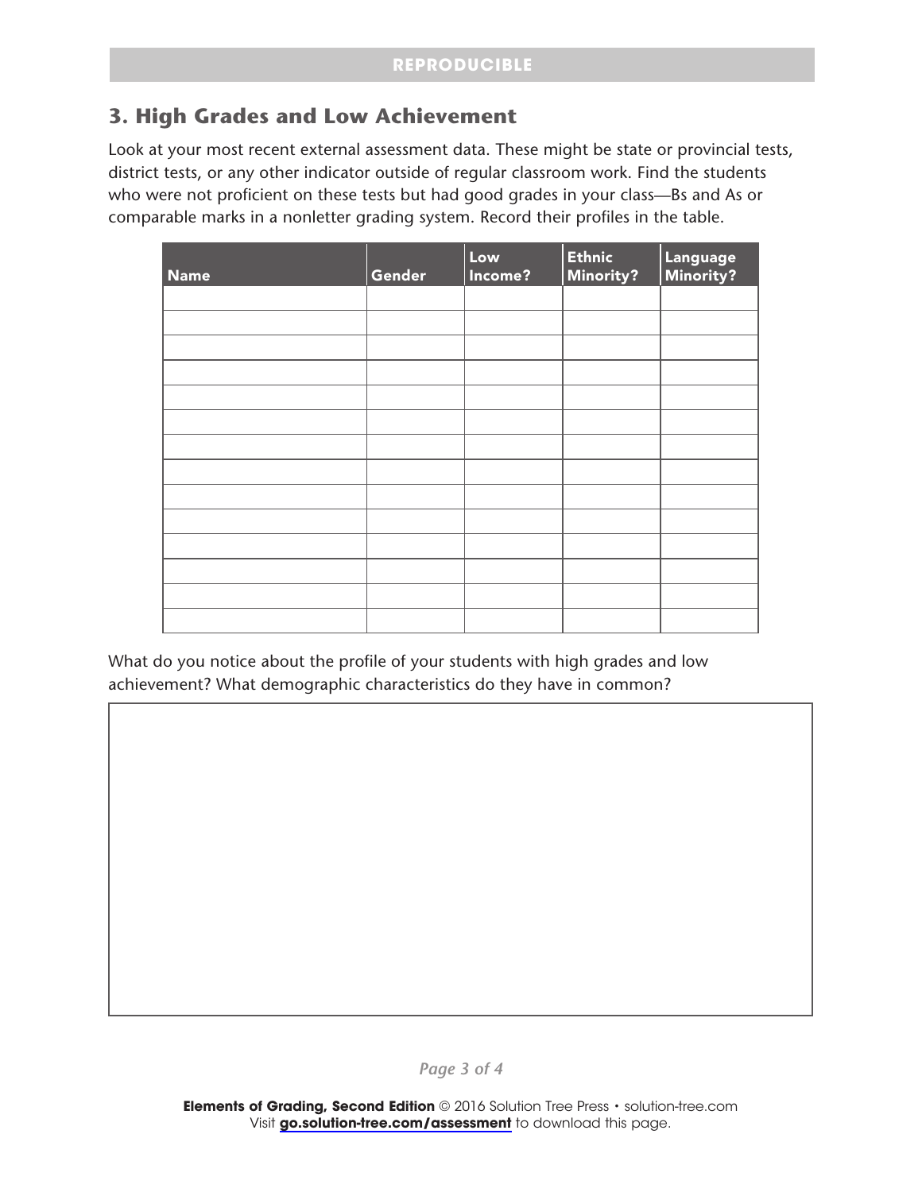## 3. High Grades and Low Achievement

Look at your most recent external assessment data. These might be state or provincial tests, district tests, or any other indicator outside of regular classroom work. Find the students who were not proficient on these tests but had good grades in your class—Bs and As or comparable marks in a nonletter grading system. Record their profiles in the table.

| Name | Gender | Low Income? | Ethnic Minority? | Language Minority? |
| --- | --- | --- | --- | --- |
| | | | | |
| | | | | |
| | | | | |
| | | | | |
| | | | | |
| | | | | |
| | | | | |
| | | | | |
| | | | | |
| | | | | |
| | | | | |
| | | | | |
| | | | | |
| | | | | |

What do you notice about the profile of your students with high grades and low achievement? What demographic characteristics do they have in common?

**Elements of Grading, Second Edition** © 2016 Solution Tree Press • solution-tree.com
Visit **go.solution-tree.com/assessment** to download this page.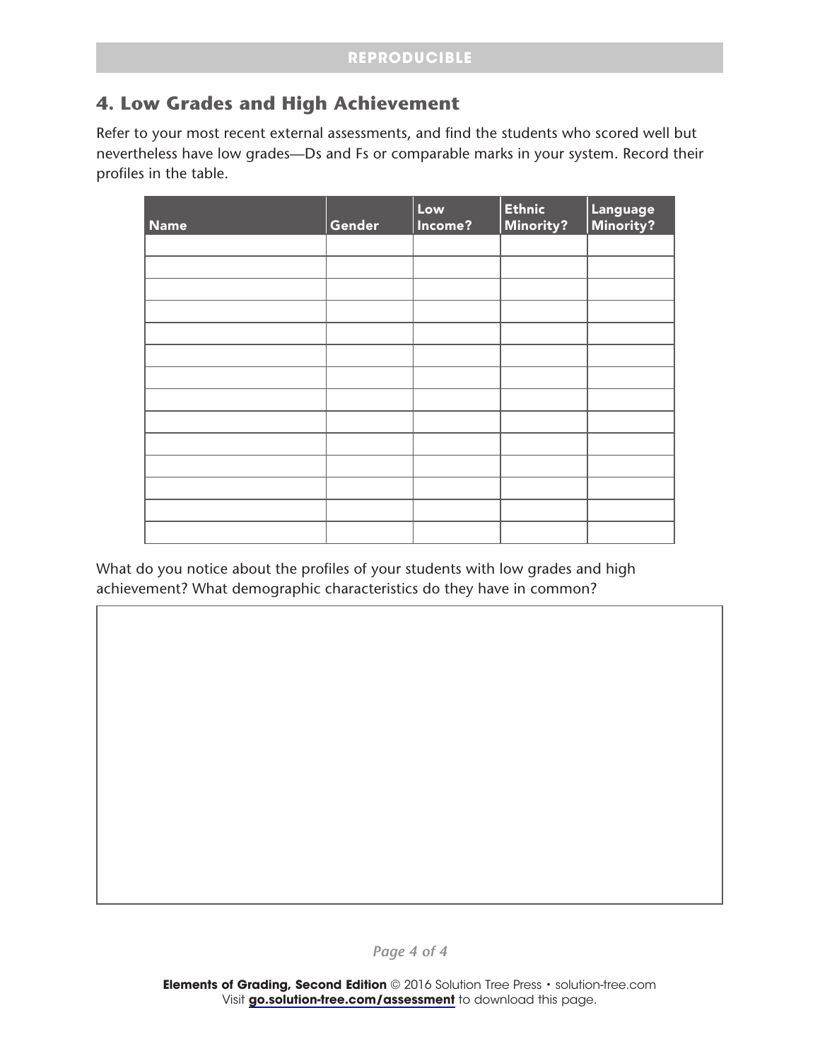REPRODUCIBLE

## 4. Low Grades and High Achievement

Refer to your most recent external assessments, and find the students who scored well but nevertheless have low grades—Ds and Fs or comparable marks in your system. Record their profiles in the table.

| Name | Gender | Low Income? | Ethnic Minority? | Language Minority? |
|---|---|---|---|---|
| | | | | |
| | | | | |
| | | | | |
| | | | | |
| | | | | |
| | | | | |
| | | | | |
| | | | | |
| | | | | |
| | | | | |
| | | | | |
| | | | | |
| | | | | |
| | | | | |

What do you notice about the profiles of your students with low grades and high achievement? What demographic characteristics do they have in common?

**Elements of Grading, Second Edition** © 2016 Solution Tree Press • solution-tree.com
Visit **go.solution-tree.com/assessment** to download this page.